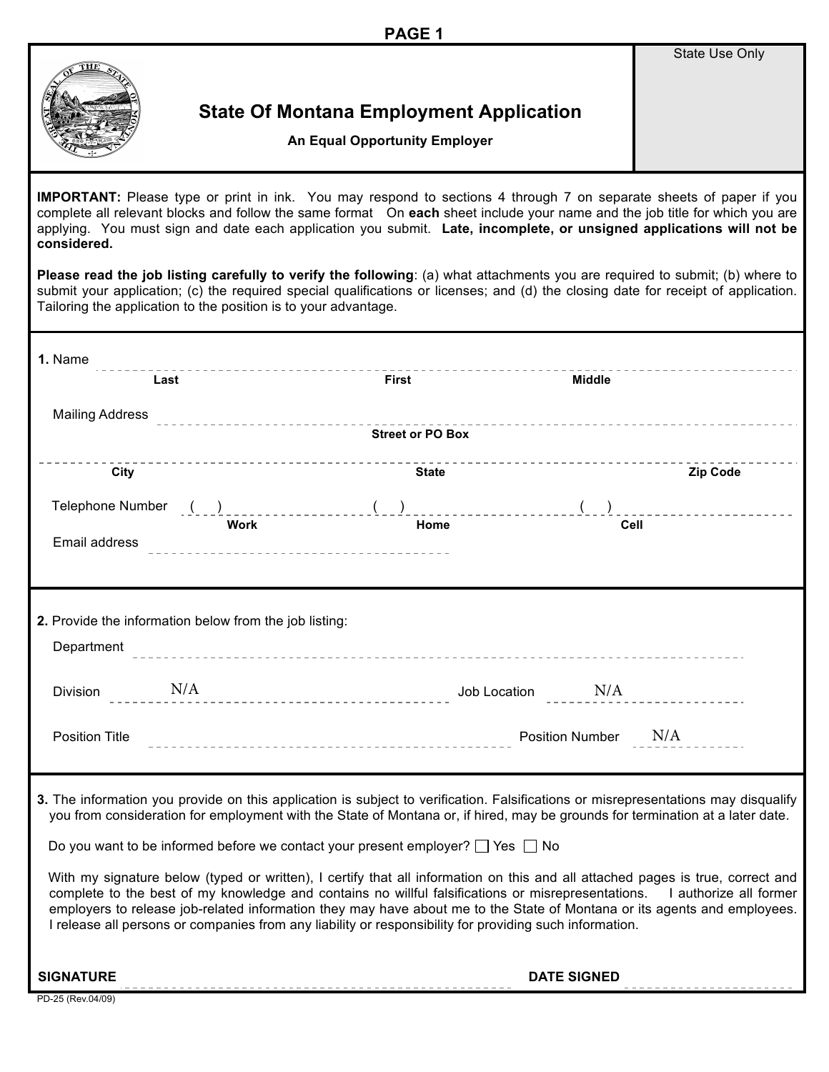PAGE 1

# State Of Montana Employment Application

**An Equal Opportunity Employer**

State Use Only

**IMPORTANT:** Please type or print in ink. You may respond to sections 4 through 7 on separate sheets of paper if you complete all relevant blocks and follow the same format On **each** sheet include your name and the job title for which you are applying. You must sign and date each application you submit. **Late, incomplete, or unsigned applications will not be considered.**

**Please read the job listing carefully to verify the following**: (a) what attachments you are required to submit; (b) where to submit your application; (c) the required special qualifications or licenses; and (d) the closing date for receipt of application. Tailoring the application to the position is to your advantage.

**1.** Name

| **Last** | **First** | **Middle** |
|---|---|---|
| | | |

Mailing Address

**Street or PO Box**

| **City** | **State** | **Zip Code** |
|---|---|---|
| | | |

Telephone Number

| **Work** | **Home** | **Cell** |
|---|---|---|
| ( ) | ( ) | ( ) |

Email address

**2.** Provide the information below from the job listing:

Department

Division N/A Job Location N/A

Position Title Position Number N/A

**3.** The information you provide on this application is subject to verification. Falsifications or misrepresentations may disqualify you from consideration for employment with the State of Montana or, if hired, may be grounds for termination at a later date.

Do you want to be informed before we contact your present employer? ☐ Yes ☐ No

With my signature below (typed or written), I certify that all information on this and all attached pages is true, correct and complete to the best of my knowledge and contains no willful falsifications or misrepresentations. I authorize all former employers to release job-related information they may have about me to the State of Montana or its agents and employees. I release all persons or companies from any liability or responsibility for providing such information.

**SIGNATURE** **DATE SIGNED**

PD-25 (Rev.04/09)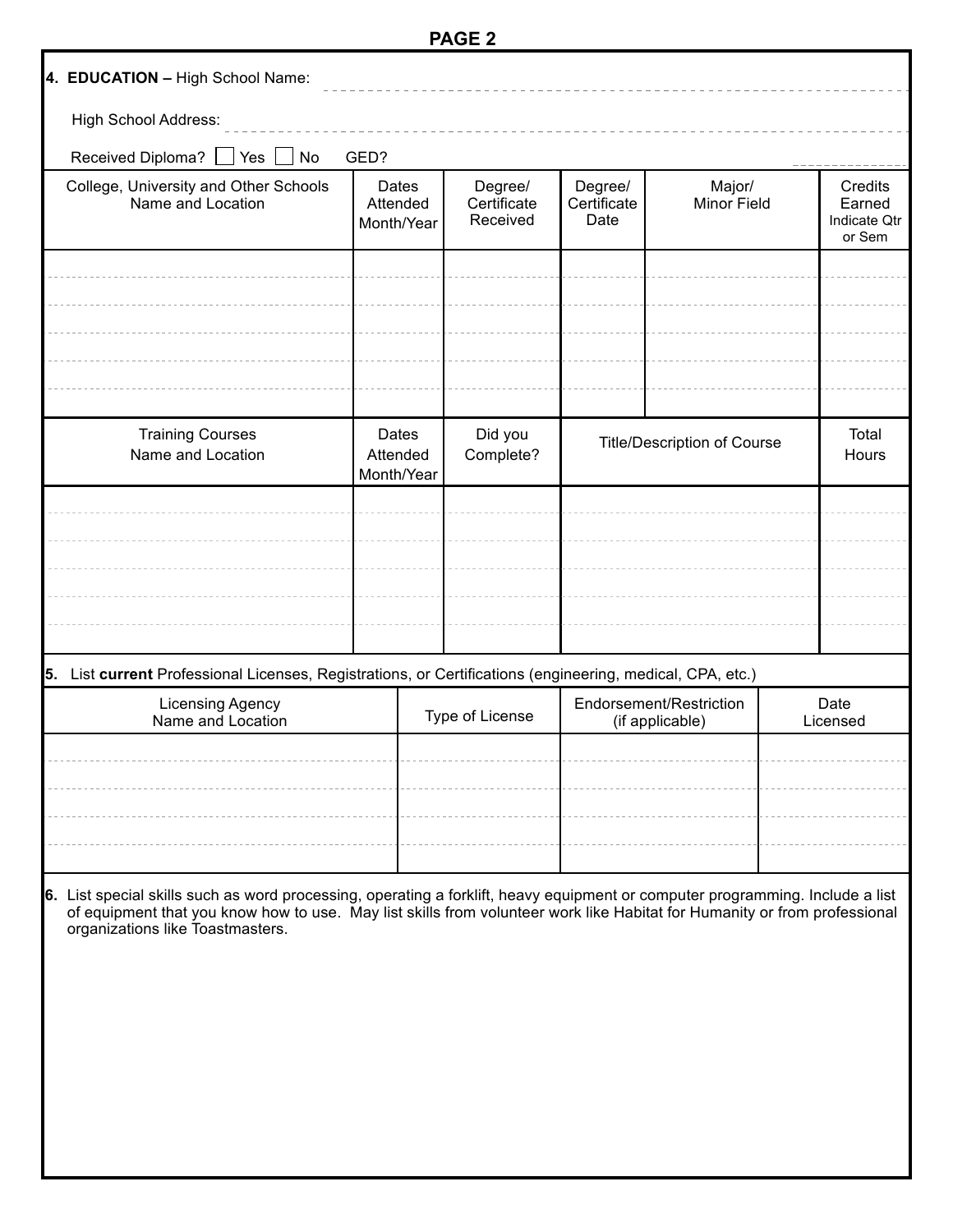# PAGE 2

**4. EDUCATION –** High School Name: ______________________________

High School Address: ______________________________

Received Diploma? ☐ Yes ☐ No  GED? ____________

| College, University and Other Schools Name and Location | Dates Attended Month/Year | Degree/ Certificate Received | Degree/ Certificate Date | Major/ Minor Field | Credits Earned Indicate Qtr or Sem |
|---|---|---|---|---|---|
| | | | | | |
| | | | | | |
| | | | | | |
| | | | | | |
| | | | | | |
| | | | | | |

| Training Courses Name and Location | Dates Attended Month/Year | Did you Complete? | Title/Description of Course | Total Hours |
|---|---|---|---|---|
| | | | | |
| | | | | |
| | | | | |
| | | | | |
| | | | | |
| | | | | |

**5.** List **current** Professional Licenses, Registrations, or Certifications (engineering, medical, CPA, etc.)

| Licensing Agency Name and Location | Type of License | Endorsement/Restriction (if applicable) | Date Licensed |
|---|---|---|---|
| | | | |
| | | | |
| | | | |
| | | | |
| | | | |

**6.** List special skills such as word processing, operating a forklift, heavy equipment or computer programming. Include a list of equipment that you know how to use. May list skills from volunteer work like Habitat for Humanity or from professional organizations like Toastmasters.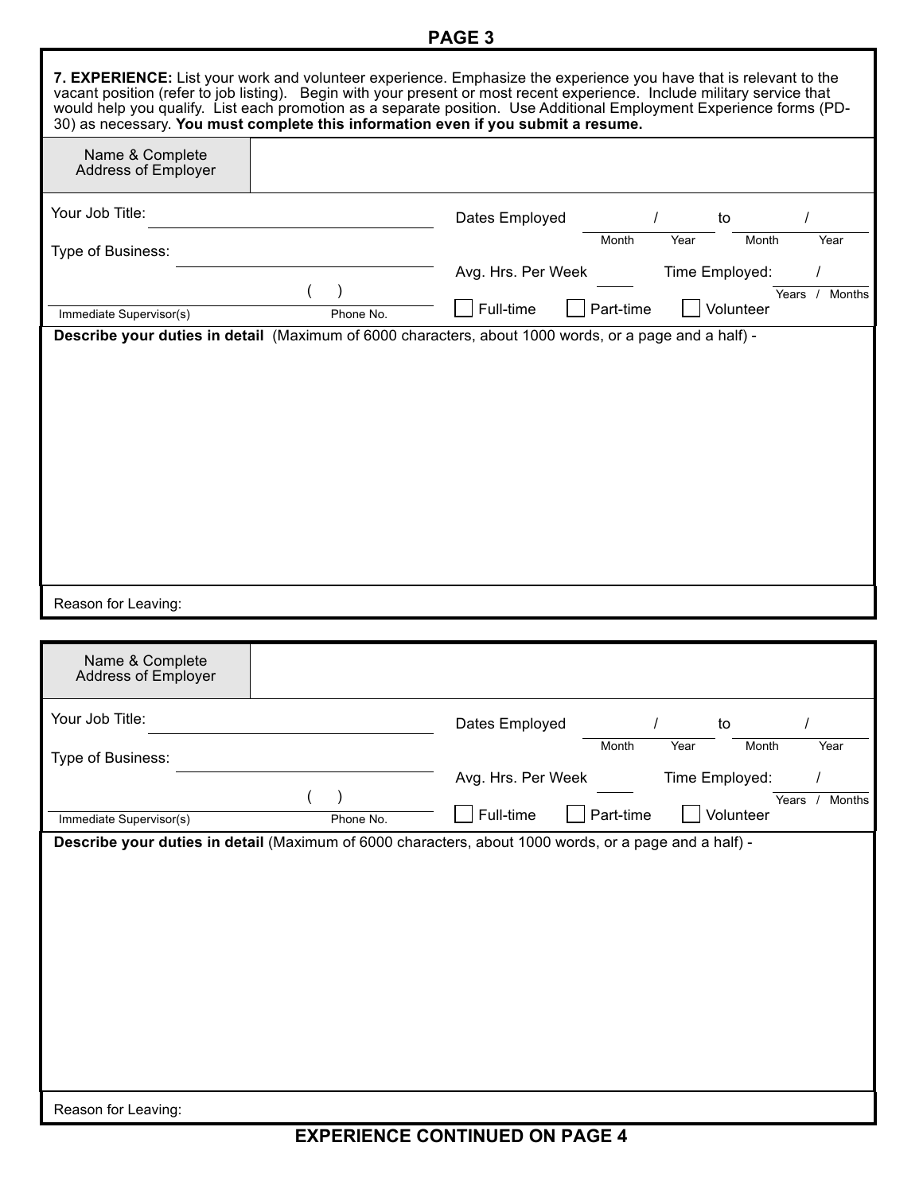**7. EXPERIENCE:** List your work and volunteer experience. Emphasize the experience you have that is relevant to the vacant position (refer to job listing). Begin with your present or most recent experience. Include military service that would help you qualify. List each promotion as a separate position. Use Additional Employment Experience forms (PD-30) as necessary. **You must complete this information even if you submit a resume.**

| Name & Complete Address of Employer | |
|---|---|

Your Job Title: ______________________

Type of Business: ______________________

Immediate Supervisor(s) ______________ Phone No. ( )

Dates Employed ___ / ___ to ___ / ___ (Month Year Month Year)

Avg. Hrs. Per Week ____ Time Employed: ___ / ___ (Years / Months)

☐ Full-time ☐ Part-time ☐ Volunteer

**Describe your duties in detail** (Maximum of 6000 characters, about 1000 words, or a page and a half) -

Reason for Leaving:

---

| Name & Complete Address of Employer | |
|---|---|

Your Job Title: ______________________

Type of Business: ______________________

Immediate Supervisor(s) ______________ Phone No. ( )

Dates Employed ___ / ___ to ___ / ___ (Month Year Month Year)

Avg. Hrs. Per Week ____ Time Employed: ___ / ___ (Years / Months)

☐ Full-time ☐ Part-time ☐ Volunteer

**Describe your duties in detail** (Maximum of 6000 characters, about 1000 words, or a page and a half) -

Reason for Leaving:

**EXPERIENCE CONTINUED ON PAGE 4**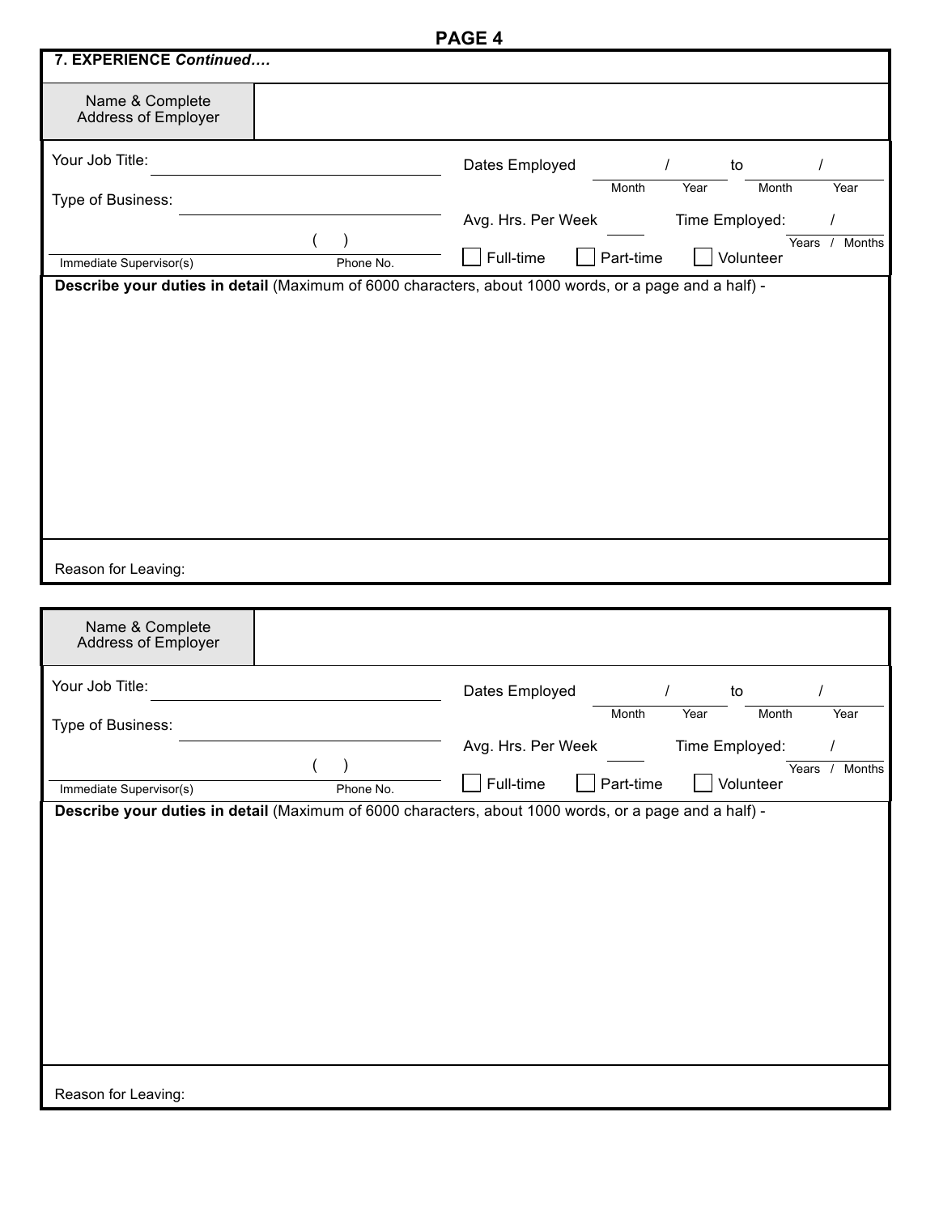**7. EXPERIENCE *Continued….***

| Name & Complete Address of Employer | |
|---|---|

Your Job Title: ____________________

Dates Employed ______ / ______ to ______ / ______
(Month / Year to Month / Year)

Type of Business: ____________________

Avg. Hrs. Per Week ______

Time Employed: ______ / ______
(Years / Months)

( ) ____________________
Immediate Supervisor(s) — Phone No.

☐ Full-time ☐ Part-time ☐ Volunteer

**Describe your duties in detail** (Maximum of 6000 characters, about 1000 words, or a page and a half) -

Reason for Leaving:

---

| Name & Complete Address of Employer | |
|---|---|

Your Job Title: ____________________

Dates Employed ______ / ______ to ______ / ______
(Month / Year to Month / Year)

Type of Business: ____________________

Avg. Hrs. Per Week ______

Time Employed: ______ / ______
(Years / Months)

( ) ____________________
Immediate Supervisor(s) — Phone No.

☐ Full-time ☐ Part-time ☐ Volunteer

**Describe your duties in detail** (Maximum of 6000 characters, about 1000 words, or a page and a half) -

Reason for Leaving: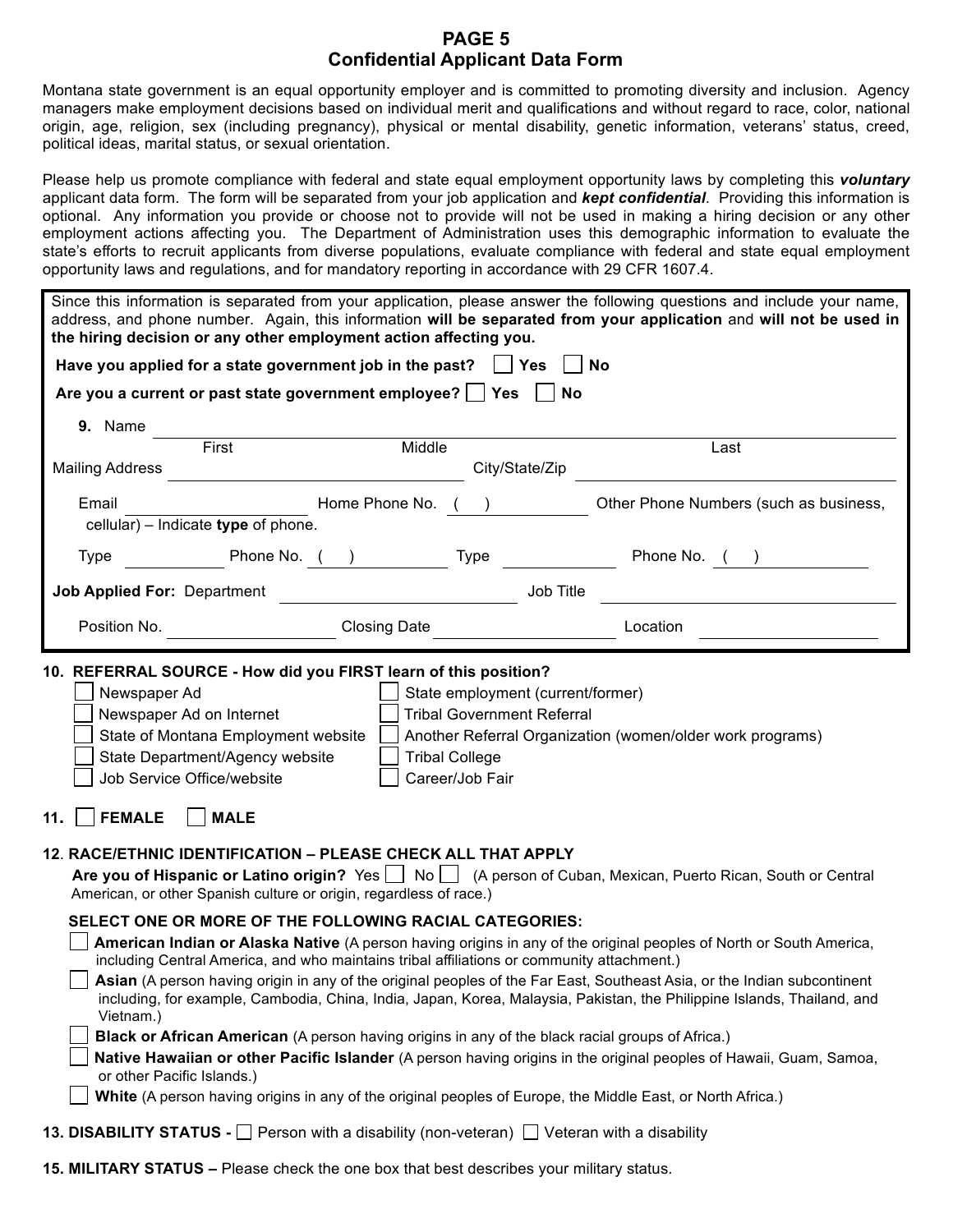# PAGE 5
## Confidential Applicant Data Form

Montana state government is an equal opportunity employer and is committed to promoting diversity and inclusion. Agency managers make employment decisions based on individual merit and qualifications and without regard to race, color, national origin, age, religion, sex (including pregnancy), physical or mental disability, genetic information, veterans' status, creed, political ideas, marital status, or sexual orientation.

Please help us promote compliance with federal and state equal employment opportunity laws by completing this ***voluntary*** applicant data form. The form will be separated from your job application and ***kept confidential***. Providing this information is optional. Any information you provide or choose not to provide will not be used in making a hiring decision or any other employment actions affecting you. The Department of Administration uses this demographic information to evaluate the state's efforts to recruit applicants from diverse populations, evaluate compliance with federal and state equal employment opportunity laws and regulations, and for mandatory reporting in accordance with 29 CFR 1607.4.

Since this information is separated from your application, please answer the following questions and include your name, address, and phone number. Again, this information **will be separated from your application** and **will not be used in the hiring decision or any other employment action affecting you.**

**Have you applied for a state government job in the past?** ☐ **Yes** ☐ **No**

**Are you a current or past state government employee?** ☐ **Yes** ☐ **No**

**9.** Name ______________________________________________
First Middle Last

Mailing Address ____________________ City/State/Zip ____________________

Email ____________ Home Phone No. ( ) ____________ Other Phone Numbers (such as business, cellular) – Indicate **type** of phone.

Type ________ Phone No. ( ) ________ Type ________ Phone No. ( ) ________

**Job Applied For:** Department ____________________ Job Title ____________________

Position No. ____________ Closing Date ____________ Location ____________

**10. REFERRAL SOURCE - How did you FIRST learn of this position?**

- ☐ Newspaper Ad
- ☐ Newspaper Ad on Internet
- ☐ State of Montana Employment website
- ☐ State Department/Agency website
- ☐ Job Service Office/website
- ☐ State employment (current/former)
- ☐ Tribal Government Referral
- ☐ Another Referral Organization (women/older work programs)
- ☐ Tribal College
- ☐ Career/Job Fair

**11.** ☐ **FEMALE** ☐ **MALE**

**12. RACE/ETHNIC IDENTIFICATION – PLEASE CHECK ALL THAT APPLY**

**Are you of Hispanic or Latino origin?** Yes ☐ No ☐ (A person of Cuban, Mexican, Puerto Rican, South or Central American, or other Spanish culture or origin, regardless of race.)

**SELECT ONE OR MORE OF THE FOLLOWING RACIAL CATEGORIES:**

- ☐ **American Indian or Alaska Native** (A person having origins in any of the original peoples of North or South America, including Central America, and who maintains tribal affiliations or community attachment.)
- ☐ **Asian** (A person having origin in any of the original peoples of the Far East, Southeast Asia, or the Indian subcontinent including, for example, Cambodia, China, India, Japan, Korea, Malaysia, Pakistan, the Philippine Islands, Thailand, and Vietnam.)
- ☐ **Black or African American** (A person having origins in any of the black racial groups of Africa.)
- ☐ **Native Hawaiian or other Pacific Islander** (A person having origins in the original peoples of Hawaii, Guam, Samoa, or other Pacific Islands.)
- ☐ **White** (A person having origins in any of the original peoples of Europe, the Middle East, or North Africa.)

**13. DISABILITY STATUS -** ☐ Person with a disability (non-veteran) ☐ Veteran with a disability

**15. MILITARY STATUS –** Please check the one box that best describes your military status.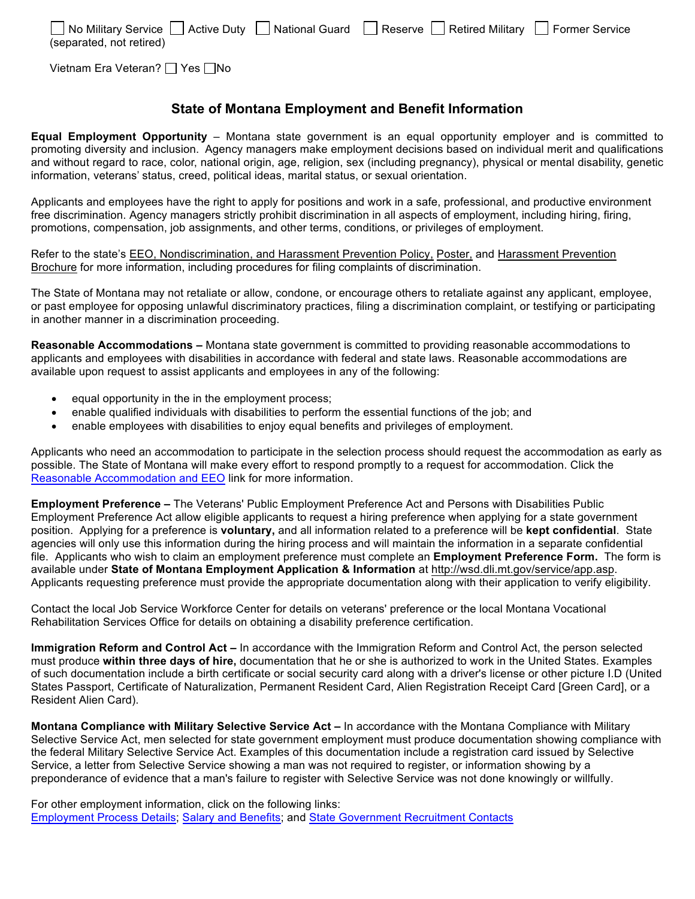☐ No Military Service ☐ Active Duty ☐ National Guard ☐ Reserve ☐ Retired Military ☐ Former Service (separated, not retired)

Vietnam Era Veteran? ☐ Yes ☐No

## State of Montana Employment and Benefit Information

**Equal Employment Opportunity** – Montana state government is an equal opportunity employer and is committed to promoting diversity and inclusion. Agency managers make employment decisions based on individual merit and qualifications and without regard to race, color, national origin, age, religion, sex (including pregnancy), physical or mental disability, genetic information, veterans' status, creed, political ideas, marital status, or sexual orientation.

Applicants and employees have the right to apply for positions and work in a safe, professional, and productive environment free discrimination. Agency managers strictly prohibit discrimination in all aspects of employment, including hiring, firing, promotions, compensation, job assignments, and other terms, conditions, or privileges of employment.

Refer to the state's EEO, Nondiscrimination, and Harassment Prevention Policy, Poster, and Harassment Prevention Brochure for more information, including procedures for filing complaints of discrimination.

The State of Montana may not retaliate or allow, condone, or encourage others to retaliate against any applicant, employee, or past employee for opposing unlawful discriminatory practices, filing a discrimination complaint, or testifying or participating in another manner in a discrimination proceeding.

**Reasonable Accommodations –** Montana state government is committed to providing reasonable accommodations to applicants and employees with disabilities in accordance with federal and state laws. Reasonable accommodations are available upon request to assist applicants and employees in any of the following:

- equal opportunity in the in the employment process;
- enable qualified individuals with disabilities to perform the essential functions of the job; and
- enable employees with disabilities to enjoy equal benefits and privileges of employment.

Applicants who need an accommodation to participate in the selection process should request the accommodation as early as possible. The State of Montana will make every effort to respond promptly to a request for accommodation. Click the Reasonable Accommodation and EEO link for more information.

**Employment Preference –** The Veterans' Public Employment Preference Act and Persons with Disabilities Public Employment Preference Act allow eligible applicants to request a hiring preference when applying for a state government position. Applying for a preference is **voluntary,** and all information related to a preference will be **kept confidential**. State agencies will only use this information during the hiring process and will maintain the information in a separate confidential file. Applicants who wish to claim an employment preference must complete an **Employment Preference Form.** The form is available under **State of Montana Employment Application & Information** at http://wsd.dli.mt.gov/service/app.asp. Applicants requesting preference must provide the appropriate documentation along with their application to verify eligibility.

Contact the local Job Service Workforce Center for details on veterans' preference or the local Montana Vocational Rehabilitation Services Office for details on obtaining a disability preference certification.

**Immigration Reform and Control Act –** In accordance with the Immigration Reform and Control Act, the person selected must produce **within three days of hire,** documentation that he or she is authorized to work in the United States. Examples of such documentation include a birth certificate or social security card along with a driver's license or other picture I.D (United States Passport, Certificate of Naturalization, Permanent Resident Card, Alien Registration Receipt Card [Green Card], or a Resident Alien Card).

**Montana Compliance with Military Selective Service Act –** In accordance with the Montana Compliance with Military Selective Service Act, men selected for state government employment must produce documentation showing compliance with the federal Military Selective Service Act. Examples of this documentation include a registration card issued by Selective Service, a letter from Selective Service showing a man was not required to register, or information showing by a preponderance of evidence that a man's failure to register with Selective Service was not done knowingly or willfully.

For other employment information, click on the following links:
Employment Process Details; Salary and Benefits; and State Government Recruitment Contacts